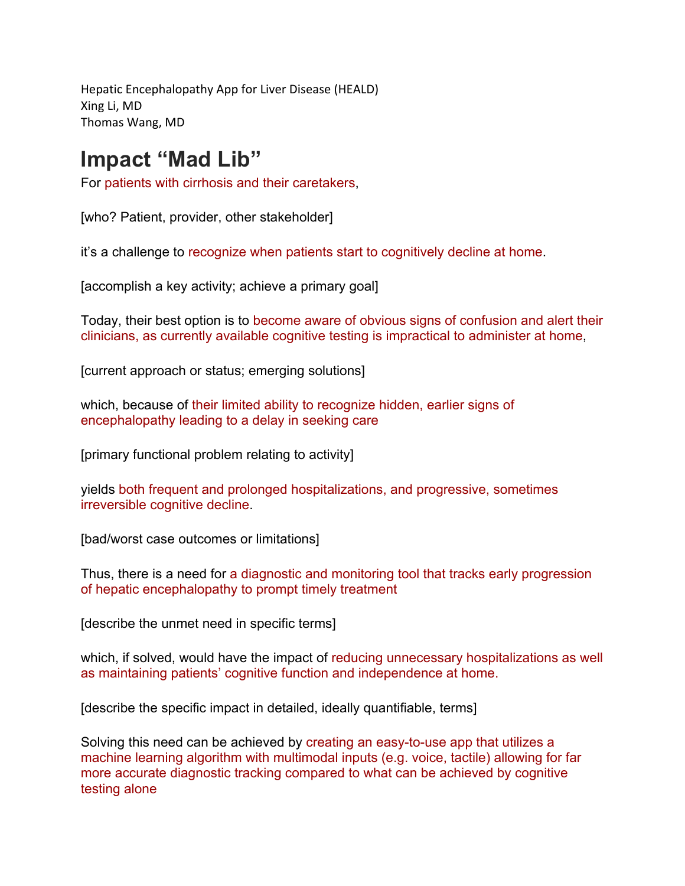Hepatic Encephalopathy App for Liver Disease (HEALD)
Xing Li, MD
Thomas Wang, MD

# Impact "Mad Lib"

For patients with cirrhosis and their caretakers,

[who? Patient, provider, other stakeholder]

it's a challenge to recognize when patients start to cognitively decline at home.

[accomplish a key activity; achieve a primary goal]

Today, their best option is to become aware of obvious signs of confusion and alert their clinicians, as currently available cognitive testing is impractical to administer at home,

[current approach or status; emerging solutions]

which, because of their limited ability to recognize hidden, earlier signs of encephalopathy leading to a delay in seeking care

[primary functional problem relating to activity]

yields both frequent and prolonged hospitalizations, and progressive, sometimes irreversible cognitive decline.

[bad/worst case outcomes or limitations]

Thus, there is a need for a diagnostic and monitoring tool that tracks early progression of hepatic encephalopathy to prompt timely treatment

[describe the unmet need in specific terms]

which, if solved, would have the impact of reducing unnecessary hospitalizations as well as maintaining patients' cognitive function and independence at home.

[describe the specific impact in detailed, ideally quantifiable, terms]

Solving this need can be achieved by creating an easy-to-use app that utilizes a machine learning algorithm with multimodal inputs (e.g. voice, tactile) allowing for far more accurate diagnostic tracking compared to what can be achieved by cognitive testing alone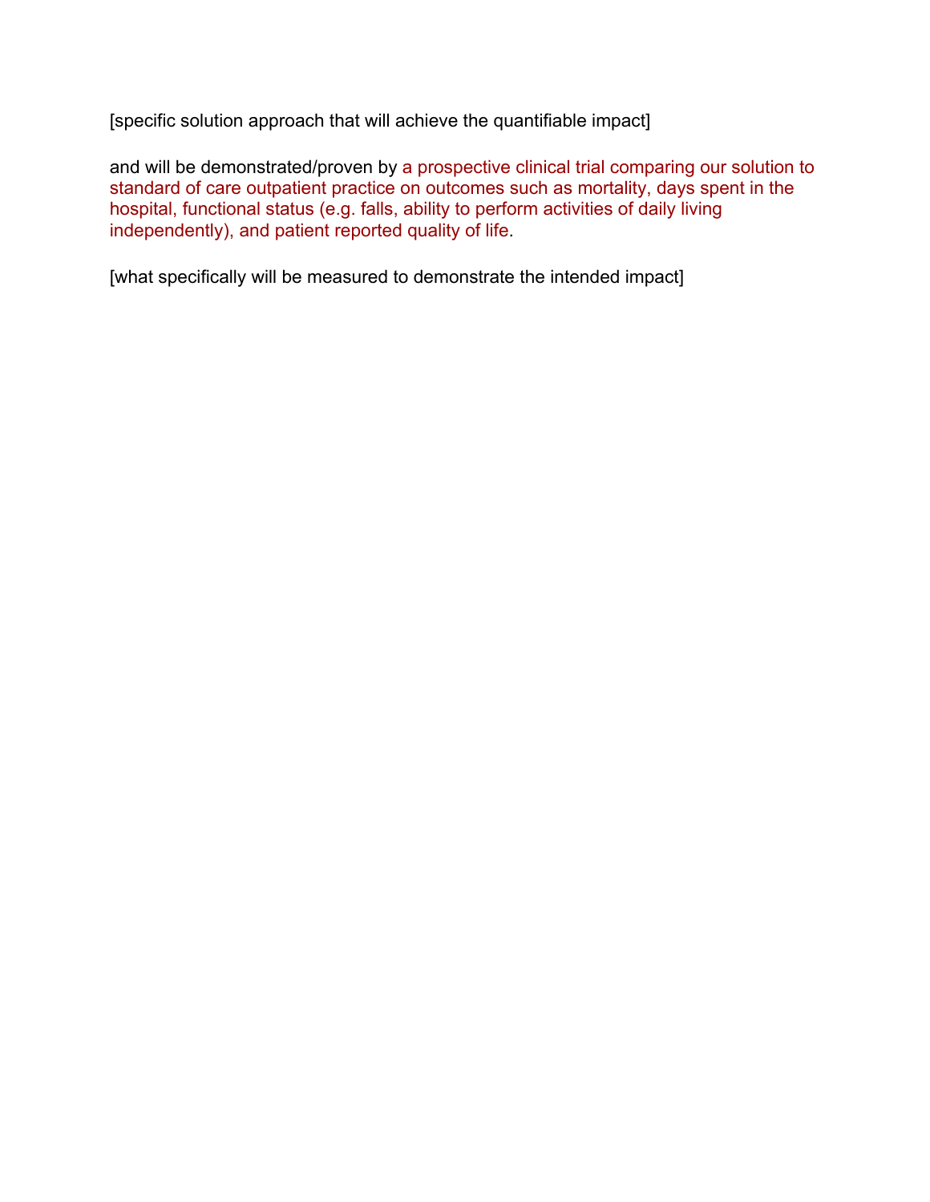[specific solution approach that will achieve the quantifiable impact]

and will be demonstrated/proven by a prospective clinical trial comparing our solution to standard of care outpatient practice on outcomes such as mortality, days spent in the hospital, functional status (e.g. falls, ability to perform activities of daily living independently), and patient reported quality of life.

[what specifically will be measured to demonstrate the intended impact]